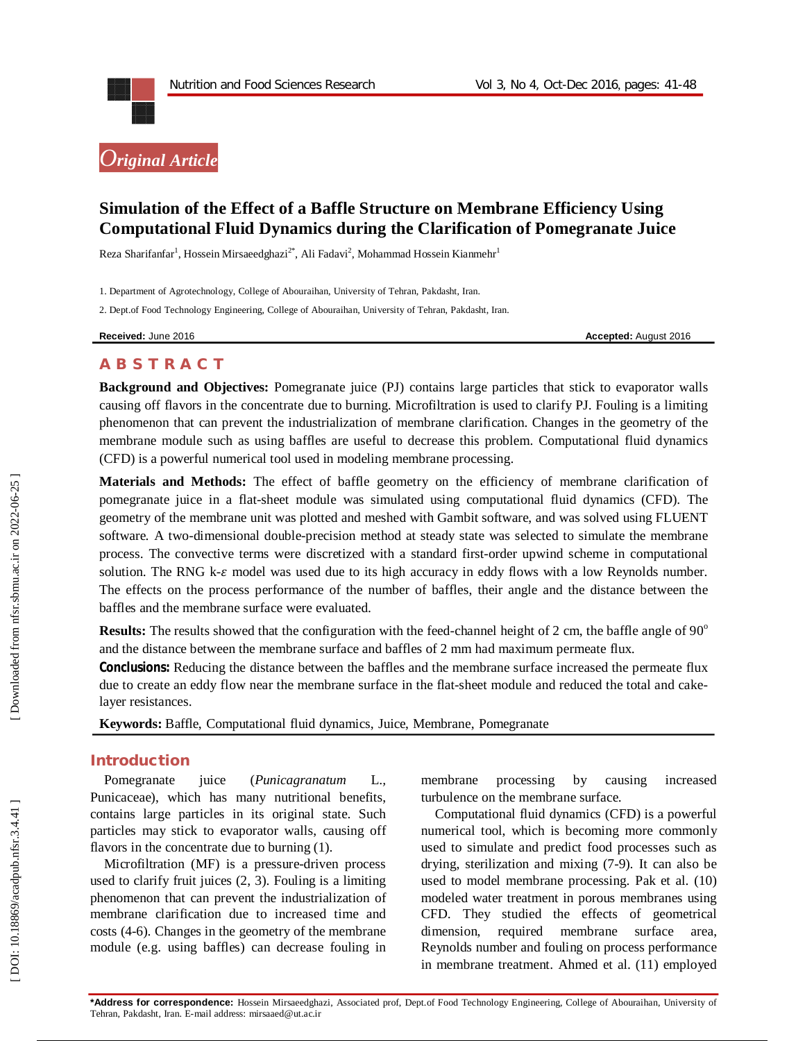*Original Article*

# Simulation of the Effect of a Baffle Structure on Membrane Efficiency Using Computational Fluid Dynamics during the Clarification of Pomegranate Juice

Reza Sharifanfar[1], Hossein Mirsaeedghazi[2*], Ali Fadavi[2], Mohammad Hossein Kianmehr[1]

1. Department of Agrotechnology, College of Abouraihan, University of Tehran, Pakdasht, Iran.
2. Dept.of Food Technology Engineering, College of Abouraihan, University of Tehran, Pakdasht, Iran.

**Received:** June 2016 **Accepted:** August 2016

## ABSTRACT

**Background and Objectives:** Pomegranate juice (PJ) contains large particles that stick to evaporator walls causing off flavors in the concentrate due to burning. Microfiltration is used to clarify PJ. Fouling is a limiting phenomenon that can prevent the industrialization of membrane clarification. Changes in the geometry of the membrane module such as using baffles are useful to decrease this problem. Computational fluid dynamics (CFD) is a powerful numerical tool used in modeling membrane processing.

**Materials and Methods:** The effect of baffle geometry on the efficiency of membrane clarification of pomegranate juice in a flat-sheet module was simulated using computational fluid dynamics (CFD). The geometry of the membrane unit was plotted and meshed with Gambit software, and was solved using FLUENT software. A two-dimensional double-precision method at steady state was selected to simulate the membrane process. The convective terms were discretized with a standard first-order upwind scheme in computational solution. The RNG k-$\varepsilon$ model was used due to its high accuracy in eddy flows with a low Reynolds number. The effects on the process performance of the number of baffles, their angle and the distance between the baffles and the membrane surface were evaluated.

**Results:** The results showed that the configuration with the feed-channel height of 2 cm, the baffle angle of 90$^{o}$ and the distance between the membrane surface and baffles of 2 mm had maximum permeate flux.

**Conclusions:** Reducing the distance between the baffles and the membrane surface increased the permeate flux due to create an eddy flow near the membrane surface in the flat-sheet module and reduced the total and cake-layer resistances.

**Keywords:** Baffle, Computational fluid dynamics, Juice, Membrane, Pomegranate

## Introduction

Pomegranate juice (*Punicagranatum* L., Punicaceae), which has many nutritional benefits, contains large particles in its original state. Such particles may stick to evaporator walls, causing off flavors in the concentrate due to burning (1).

Microfiltration (MF) is a pressure-driven process used to clarify fruit juices (2, 3). Fouling is a limiting phenomenon that can prevent the industrialization of membrane clarification due to increased time and costs (4-6). Changes in the geometry of the membrane module (e.g. using baffles) can decrease fouling in membrane processing by causing increased turbulence on the membrane surface.

Computational fluid dynamics (CFD) is a powerful numerical tool, which is becoming more commonly used to simulate and predict food processes such as drying, sterilization and mixing (7-9). It can also be used to model membrane processing. Pak et al. (10) modeled water treatment in porous membranes using CFD. They studied the effects of geometrical dimension, required membrane surface area, Reynolds number and fouling on process performance in membrane treatment. Ahmed et al. (11) employed

***Address for correspondence:** Hossein Mirsaeedghazi, Associated prof, Dept.of Food Technology Engineering, College of Abouraihan, University of Tehran, Pakdasht, Iran. E-mail address: mirsaaed@ut.ac.ir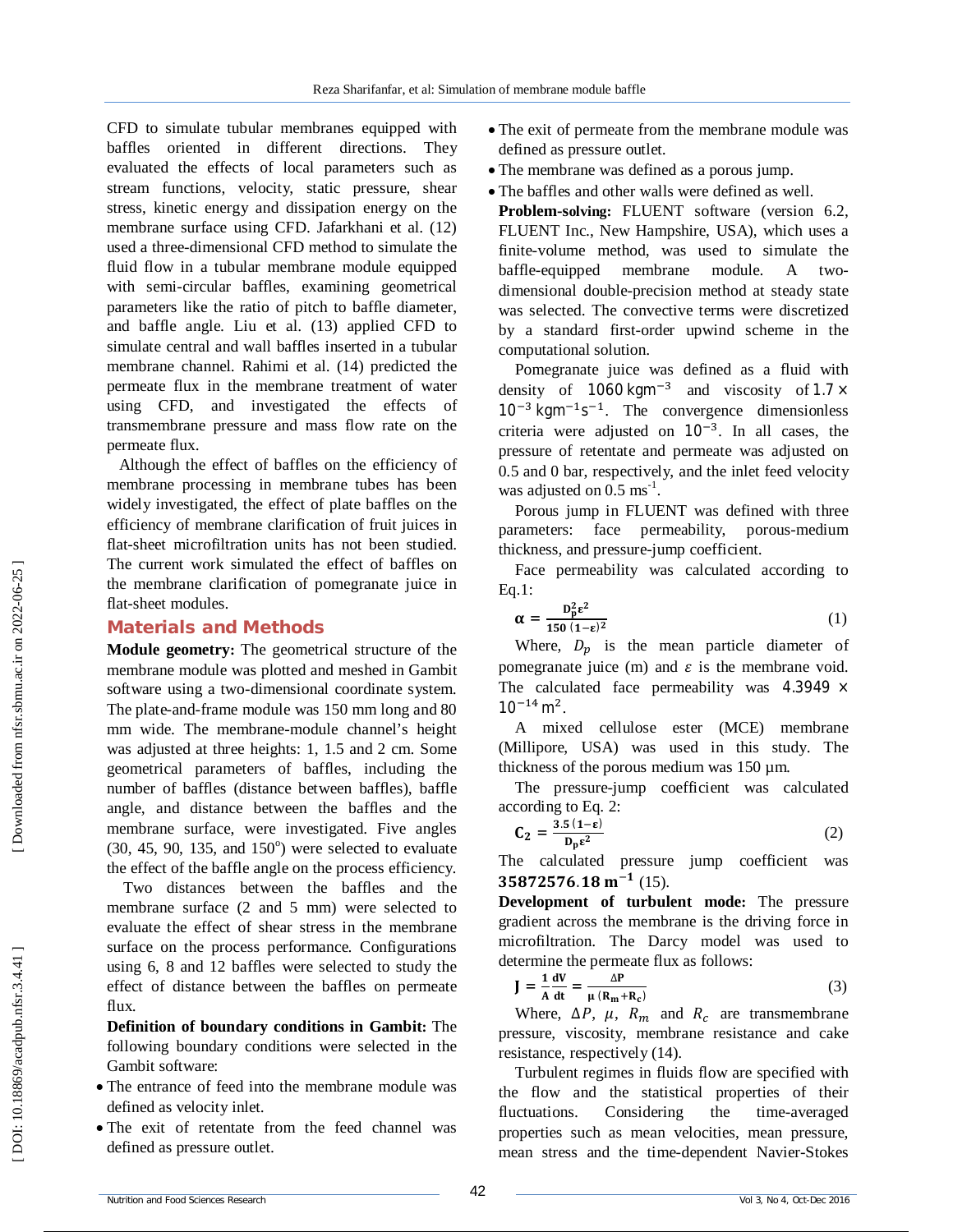CFD to simulate tubular membranes equipped with baffles oriented in different directions. They evaluated the effects of local parameters such as stream functions, velocity, static pressure, shear stress, kinetic energy and dissipation energy on the membrane surface using CFD. Jafarkhani et al. (12) used a three-dimensional CFD method to simulate the fluid flow in a tubular membrane module equipped with semi-circular baffles, examining geometrical parameters like the ratio of pitch to baffle diameter, and baffle angle. Liu et al. (13) applied CFD to simulate central and wall baffles inserted in a tubular membrane channel. Rahimi et al. (14) predicted the permeate flux in the membrane treatment of water using CFD, and investigated the effects of transmembrane pressure and mass flow rate on the permeate flux.

Although the effect of baffles on the efficiency of membrane processing in membrane tubes has been widely investigated, the effect of plate baffles on the efficiency of membrane clarification of fruit juices in flat-sheet microfiltration units has not been studied. The current work simulated the effect of baffles on the membrane clarification of pomegranate juice in flat-sheet modules.

## Materials and Methods

**Module geometry:** The geometrical structure of the membrane module was plotted and meshed in Gambit software using a two-dimensional coordinate system. The plate-and-frame module was 150 mm long and 80 mm wide. The membrane-module channel's height was adjusted at three heights: 1, 1.5 and 2 cm. Some geometrical parameters of baffles, including the number of baffles (distance between baffles), baffle angle, and distance between the baffles and the membrane surface, were investigated. Five angles (30, 45, 90, 135, and 150°) were selected to evaluate the effect of the baffle angle on the process efficiency.

Two distances between the baffles and the membrane surface (2 and 5 mm) were selected to evaluate the effect of shear stress in the membrane surface on the process performance. Configurations using 6, 8 and 12 baffles were selected to study the effect of distance between the baffles on permeate flux.

**Definition of boundary conditions in Gambit:** The following boundary conditions were selected in the Gambit software:

- The entrance of feed into the membrane module was defined as velocity inlet.
- The exit of retentate from the feed channel was defined as pressure outlet.
- The exit of permeate from the membrane module was defined as pressure outlet.
- The membrane was defined as a porous jump.
- The baffles and other walls were defined as well.

**Problem-solving:** FLUENT software (version 6.2, FLUENT Inc., New Hampshire, USA), which uses a finite-volume method, was used to simulate the baffle-equipped membrane module. A two-dimensional double-precision method at steady state was selected. The convective terms were discretized by a standard first-order upwind scheme in the computational solution.

Pomegranate juice was defined as a fluid with density of $1060\ \mathrm{kgm^{-3}}$ and viscosity of $1.7 \times 10^{-3}\ \mathrm{kgm^{-1}s^{-1}}$. The convergence dimensionless criteria were adjusted on $10^{-3}$. In all cases, the pressure of retentate and permeate was adjusted on 0.5 and 0 bar, respectively, and the inlet feed velocity was adjusted on 0.5 $\mathrm{ms^{-1}}$.

Porous jump in FLUENT was defined with three parameters: face permeability, porous-medium thickness, and pressure-jump coefficient.

Face permeability was calculated according to Eq.1:

$$\alpha = \frac{D_p^2 \varepsilon^2}{150\ (1-\varepsilon)^2} \tag{1}$$

Where, $D_p$ is the mean particle diameter of pomegranate juice (m) and $\varepsilon$ is the membrane void. The calculated face permeability was $4.3949 \times 10^{-14}\ \mathrm{m^2}$.

A mixed cellulose ester (MCE) membrane (Millipore, USA) was used in this study. The thickness of the porous medium was 150 µm.

The pressure-jump coefficient was calculated according to Eq. 2:

$$C_2 = \frac{3.5\ (1-\varepsilon)}{D_p \varepsilon^2} \tag{2}$$

The calculated pressure jump coefficient was $35872576.18\ \mathrm{m^{-1}}$ (15).

**Development of turbulent mode:** The pressure gradient across the membrane is the driving force in microfiltration. The Darcy model was used to determine the permeate flux as follows:

$$J = \frac{1}{A}\frac{dV}{dt} = \frac{\Delta P}{\mu\ (R_m + R_c)} \tag{3}$$

Where, $\Delta P$, $\mu$, $R_m$ and $R_c$ are transmembrane pressure, viscosity, membrane resistance and cake resistance, respectively (14).

Turbulent regimes in fluids flow are specified with the flow and the statistical properties of their fluctuations. Considering the time-averaged properties such as mean velocities, mean pressure, mean stress and the time-dependent Navier-Stokes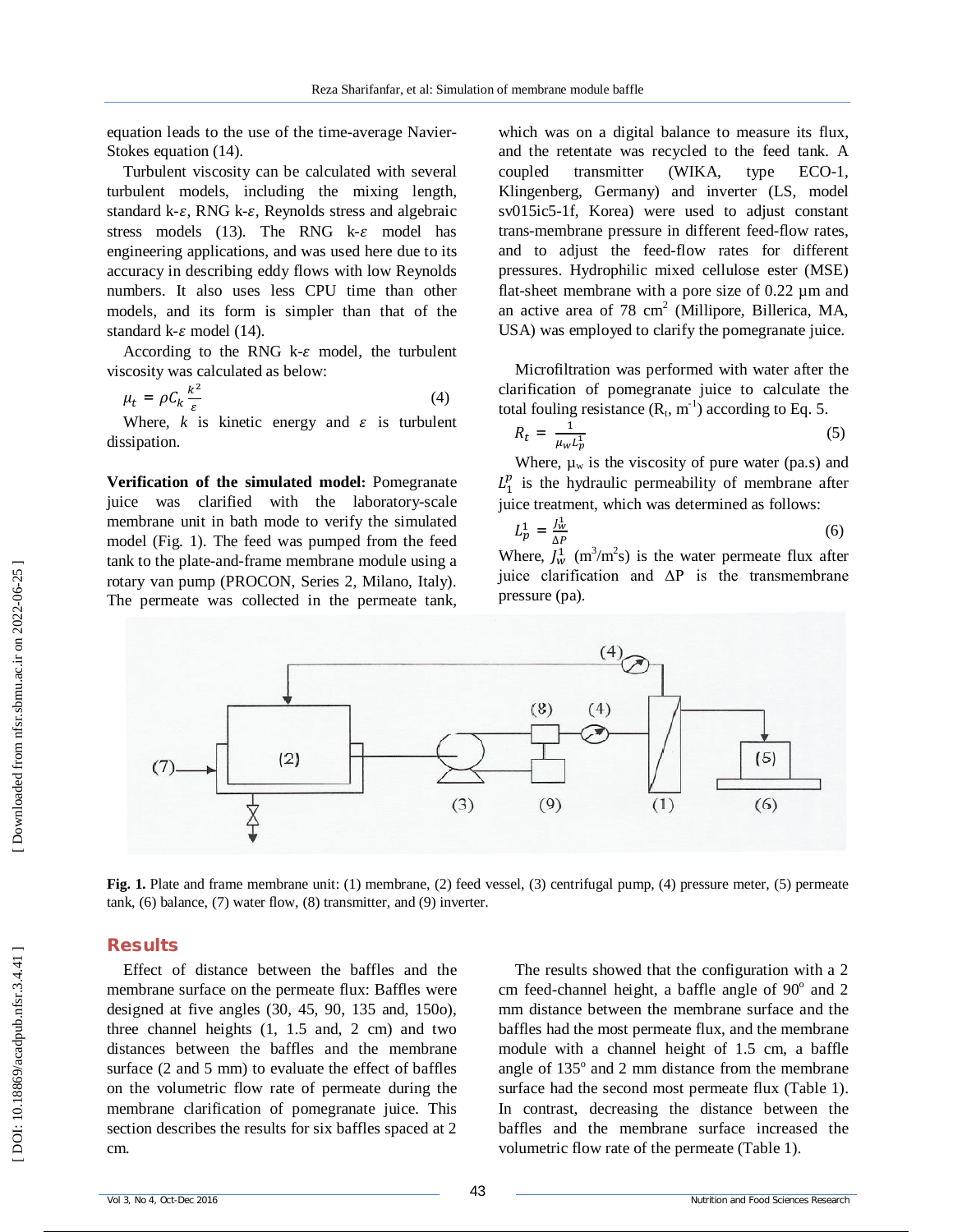equation leads to the use of the time-average Navier-Stokes equation (14).

Turbulent viscosity can be calculated with several turbulent models, including the mixing length, standard k-$\varepsilon$, RNG k-$\varepsilon$, Reynolds stress and algebraic stress models (13). The RNG k-$\varepsilon$ model has engineering applications, and was used here due to its accuracy in describing eddy flows with low Reynolds numbers. It also uses less CPU time than other models, and its form is simpler than that of the standard k-$\varepsilon$ model (14).

According to the RNG k-$\varepsilon$ model, the turbulent viscosity was calculated as below:

$$\mu_t = \rho C_k \frac{k^2}{\varepsilon} \quad (4)$$

Where, $k$ is kinetic energy and $\varepsilon$ is turbulent dissipation.

**Verification of the simulated model:** Pomegranate juice was clarified with the laboratory-scale membrane unit in bath mode to verify the simulated model (Fig. 1). The feed was pumped from the feed tank to the plate-and-frame membrane module using a rotary van pump (PROCON, Series 2, Milano, Italy). The permeate was collected in the permeate tank, which was on a digital balance to measure its flux, and the retentate was recycled to the feed tank. A coupled transmitter (WIKA, type ECO-1, Klingenberg, Germany) and inverter (LS, model sv015ic5-1f, Korea) were used to adjust constant trans-membrane pressure in different feed-flow rates, and to adjust the feed-flow rates for different pressures. Hydrophilic mixed cellulose ester (MSE) flat-sheet membrane with a pore size of 0.22 µm and an active area of 78 $cm^2$ (Millipore, Billerica, MA, USA) was employed to clarify the pomegranate juice.

Microfiltration was performed with water after the clarification of pomegranate juice to calculate the total fouling resistance ($R_t$, $m^{-1}$) according to Eq. 5.

$$R_t = \frac{1}{\mu_w L_p^1} \quad (5)$$

Where, $\mu_w$ is the viscosity of pure water (pa.s) and $L_1^p$ is the hydraulic permeability of membrane after juice treatment, which was determined as follows:

$$L_p^1 = \frac{J_w^1}{\Delta P} \quad (6)$$

Where, $J_w^1$ ($m^3/m^2s$) is the water permeate flux after juice clarification and $\Delta$P is the transmembrane pressure (pa).

**Fig. 1.** Plate and frame membrane unit: (1) membrane, (2) feed vessel, (3) centrifugal pump, (4) pressure meter, (5) permeate tank, (6) balance, (7) water flow, (8) transmitter, and (9) inverter.

## Results

Effect of distance between the baffles and the membrane surface on the permeate flux: Baffles were designed at five angles (30, 45, 90, 135 and, 150o), three channel heights (1, 1.5 and, 2 cm) and two distances between the baffles and the membrane surface (2 and 5 mm) to evaluate the effect of baffles on the volumetric flow rate of permeate during the membrane clarification of pomegranate juice. This section describes the results for six baffles spaced at 2 cm.

The results showed that the configuration with a 2 cm feed-channel height, a baffle angle of 90$^o$ and 2 mm distance between the membrane surface and the baffles had the most permeate flux, and the membrane module with a channel height of 1.5 cm, a baffle angle of 135$^o$ and 2 mm distance from the membrane surface had the second most permeate flux (Table 1). In contrast, decreasing the distance between the baffles and the membrane surface increased the volumetric flow rate of the permeate (Table 1).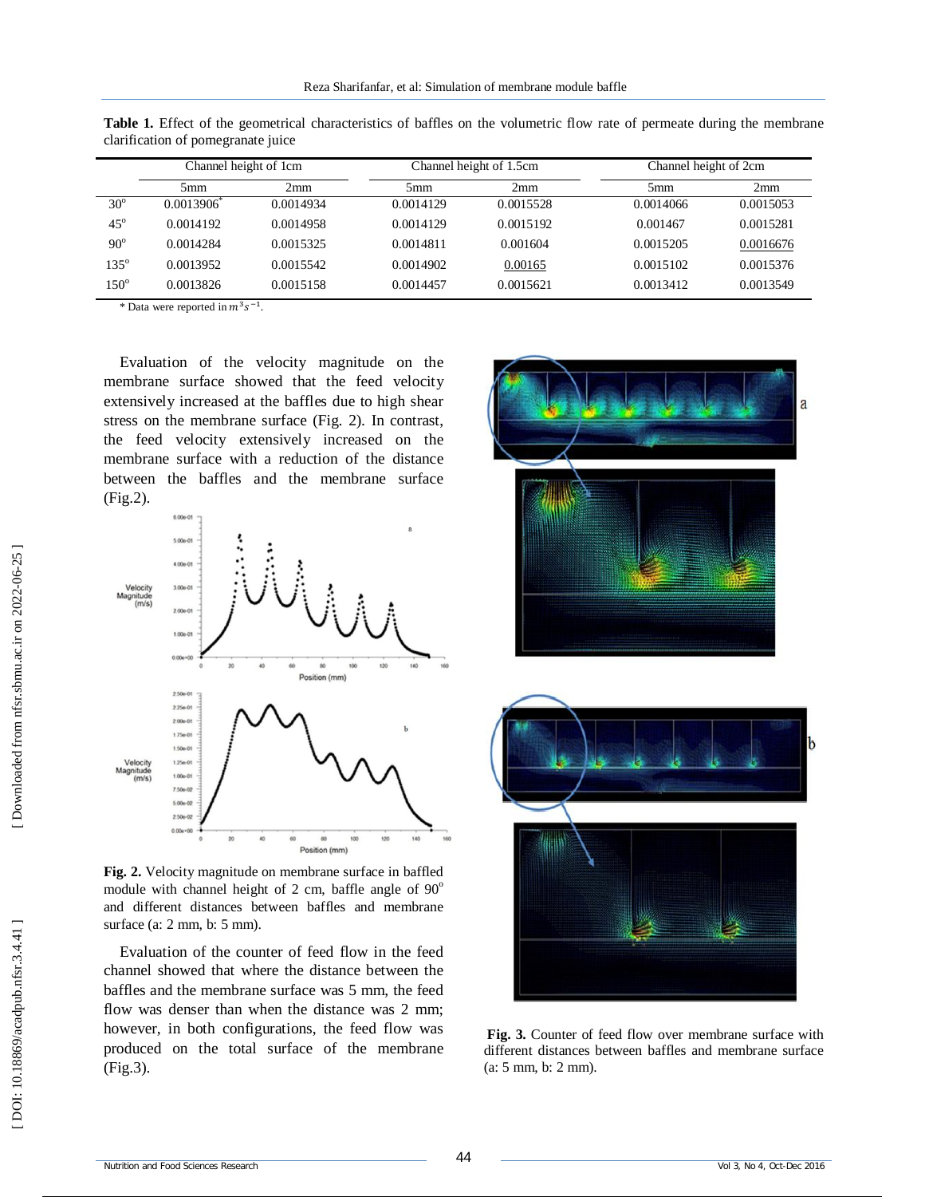**Table 1.** Effect of the geometrical characteristics of baffles on the volumetric flow rate of permeate during the membrane clarification of pomegranate juice

| | Channel height of 1cm | | Channel height of 1.5cm | | Channel height of 2cm | |
|---|---|---|---|---|---|---|
| | 5mm | 2mm | 5mm | 2mm | 5mm | 2mm |
| 30° | 0.0013906* | 0.0014934 | 0.0014129 | 0.0015528 | 0.0014066 | 0.0015053 |
| 45° | 0.0014192 | 0.0014958 | 0.0014129 | 0.0015192 | 0.001467 | 0.0015281 |
| 90° | 0.0014284 | 0.0015325 | 0.0014811 | 0.001604 | 0.0015205 | 0.0016676 |
| 135° | 0.0013952 | 0.0015542 | 0.0014902 | 0.00165 | 0.0015102 | 0.0015376 |
| 150° | 0.0013826 | 0.0015158 | 0.0014457 | 0.0015621 | 0.0013412 | 0.0013549 |

\* Data were reported in $m^3s^{-1}$.

Evaluation of the velocity magnitude on the membrane surface showed that the feed velocity extensively increased at the baffles due to high shear stress on the membrane surface (Fig. 2). In contrast, the feed velocity extensively increased on the membrane surface with a reduction of the distance between the baffles and the membrane surface (Fig.2).

**Fig. 2.** Velocity magnitude on membrane surface in baffled module with channel height of 2 cm, baffle angle of 90° and different distances between baffles and membrane surface (a: 2 mm, b: 5 mm).

Evaluation of the counter of feed flow in the feed channel showed that where the distance between the baffles and the membrane surface was 5 mm, the feed flow was denser than when the distance was 2 mm; however, in both configurations, the feed flow was produced on the total surface of the membrane (Fig.3).

**Fig. 3.** Counter of feed flow over membrane surface with different distances between baffles and membrane surface (a: 5 mm, b: 2 mm).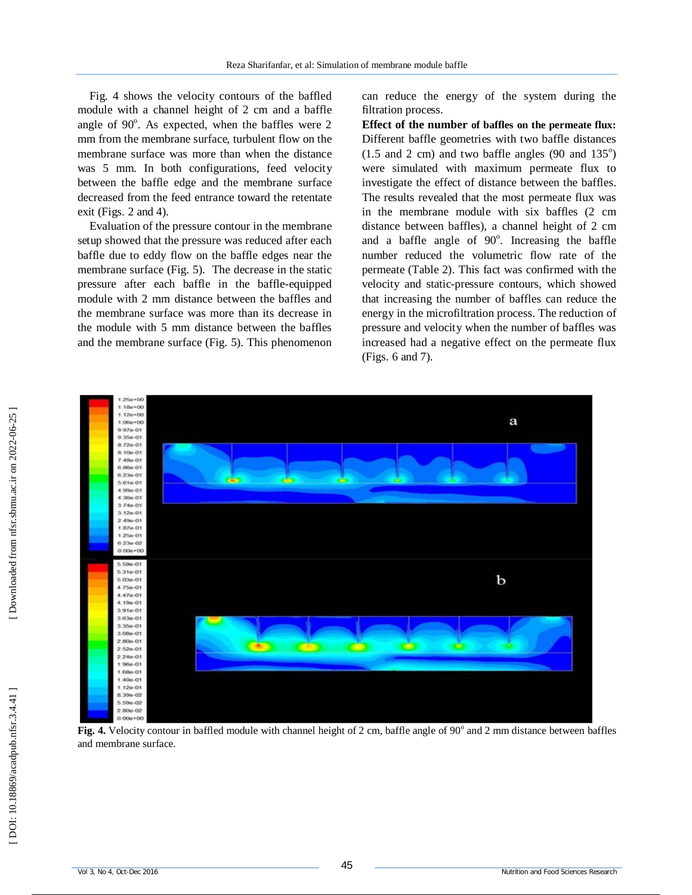Fig. 4 shows the velocity contours of the baffled module with a channel height of 2 cm and a baffle angle of 90°. As expected, when the baffles were 2 mm from the membrane surface, turbulent flow on the membrane surface was more than when the distance was 5 mm. In both configurations, feed velocity between the baffle edge and the membrane surface decreased from the feed entrance toward the retentate exit (Figs. 2 and 4).

Evaluation of the pressure contour in the membrane setup showed that the pressure was reduced after each baffle due to eddy flow on the baffle edges near the membrane surface (Fig. 5). The decrease in the static pressure after each baffle in the baffle-equipped module with 2 mm distance between the baffles and the membrane surface was more than its decrease in the module with 5 mm distance between the baffles and the membrane surface (Fig. 5). This phenomenon can reduce the energy of the system during the filtration process.

**Effect of the number of baffles on the permeate flux:** Different baffle geometries with two baffle distances (1.5 and 2 cm) and two baffle angles (90 and 135°) were simulated with maximum permeate flux to investigate the effect of distance between the baffles. The results revealed that the most permeate flux was in the membrane module with six baffles (2 cm distance between baffles), a channel height of 2 cm and a baffle angle of 90°. Increasing the baffle number reduced the volumetric flow rate of the permeate (Table 2). This fact was confirmed with the velocity and static-pressure contours, which showed that increasing the number of baffles can reduce the energy in the microfiltration process. The reduction of pressure and velocity when the number of baffles was increased had a negative effect on the permeate flux (Figs. 6 and 7).

**Fig. 4.** Velocity contour in baffled module with channel height of 2 cm, baffle angle of 90° and 2 mm distance between baffles and membrane surface.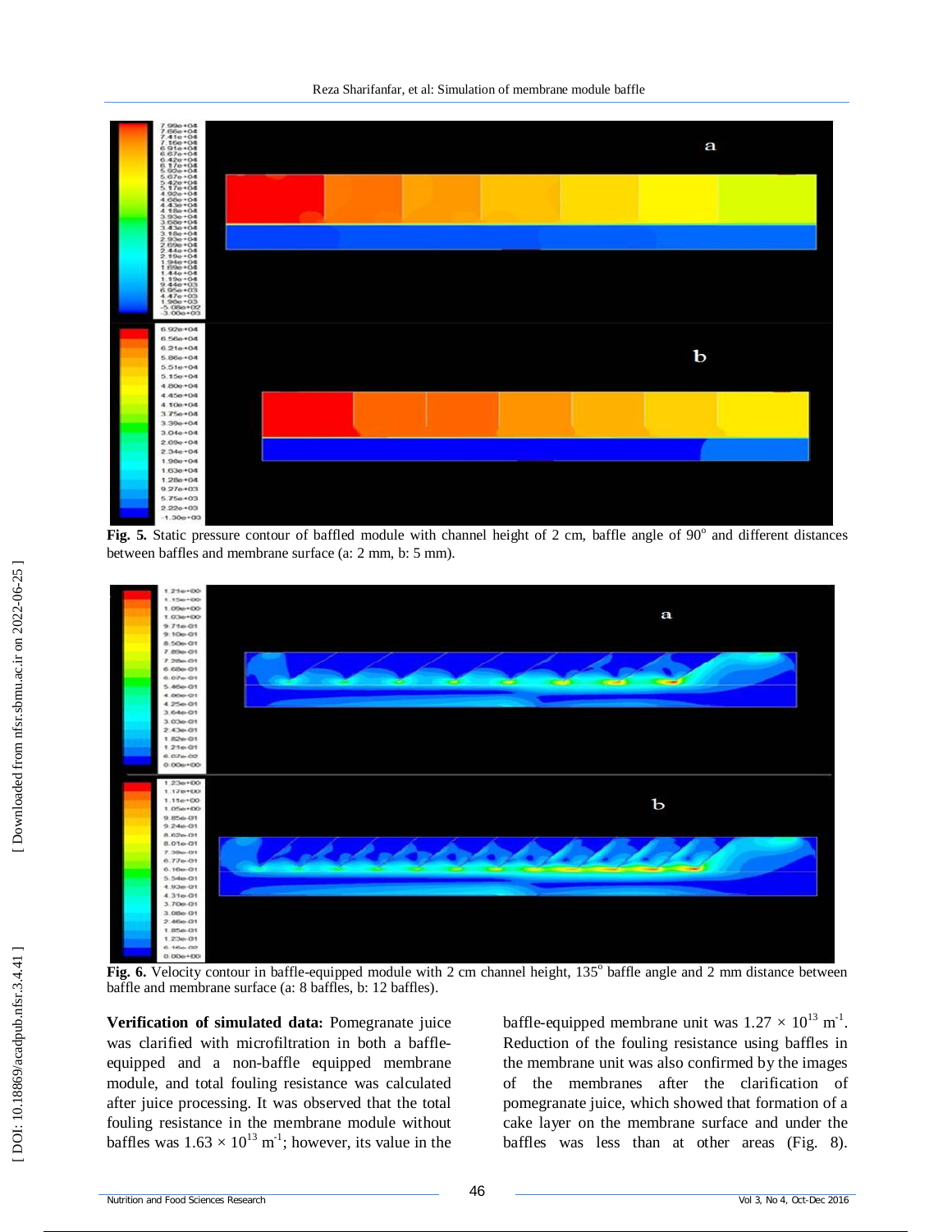**Fig. 5.** Static pressure contour of baffled module with channel height of 2 cm, baffle angle of 90° and different distances between baffles and membrane surface (a: 2 mm, b: 5 mm).

**Fig. 6.** Velocity contour in baffle-equipped module with 2 cm channel height, 135° baffle angle and 2 mm distance between baffle and membrane surface (a: 8 baffles, b: 12 baffles).

**Verification of simulated data:** Pomegranate juice was clarified with microfiltration in both a baffle-equipped and a non-baffle equipped membrane module, and total fouling resistance was calculated after juice processing. It was observed that the total fouling resistance in the membrane module without baffles was $1.63 \times 10^{13}$ $m^{-1}$; however, its value in the baffle-equipped membrane unit was $1.27 \times 10^{13}$ $m^{-1}$. Reduction of the fouling resistance using baffles in the membrane unit was also confirmed by the images of the membranes after the clarification of pomegranate juice, which showed that formation of a cake layer on the membrane surface and under the baffles was less than at other areas (Fig. 8).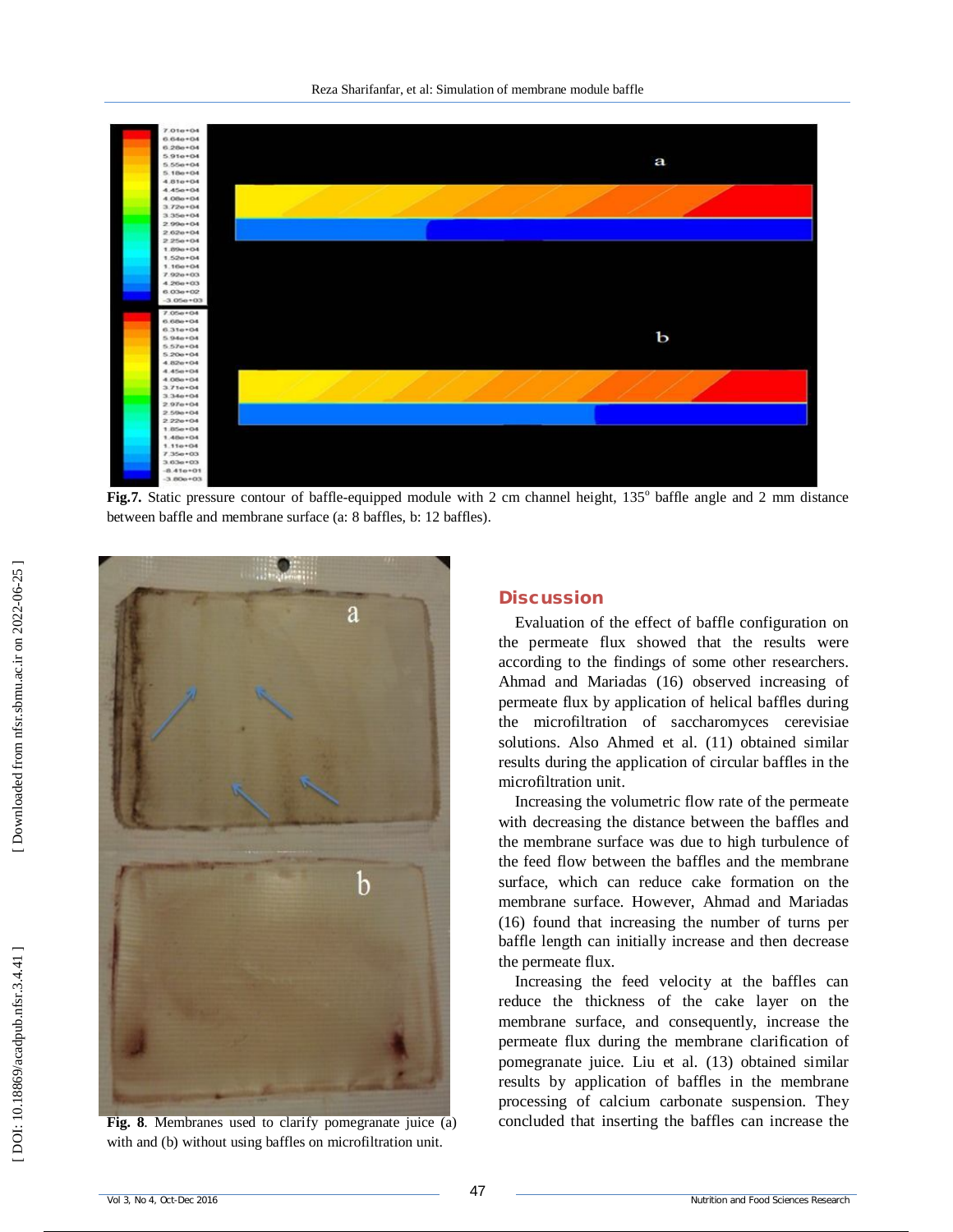Fig.7. Static pressure contour of baffle-equipped module with 2 cm channel height, 135° baffle angle and 2 mm distance between baffle and membrane surface (a: 8 baffles, b: 12 baffles).

Fig. 8. Membranes used to clarify pomegranate juice (a) with and (b) without using baffles on microfiltration unit.

## Discussion

Evaluation of the effect of baffle configuration on the permeate flux showed that the results were according to the findings of some other researchers. Ahmad and Mariadas (16) observed increasing of permeate flux by application of helical baffles during the microfiltration of saccharomyces cerevisiae solutions. Also Ahmed et al. (11) obtained similar results during the application of circular baffles in the microfiltration unit.

Increasing the volumetric flow rate of the permeate with decreasing the distance between the baffles and the membrane surface was due to high turbulence of the feed flow between the baffles and the membrane surface, which can reduce cake formation on the membrane surface. However, Ahmad and Mariadas (16) found that increasing the number of turns per baffle length can initially increase and then decrease the permeate flux.

Increasing the feed velocity at the baffles can reduce the thickness of the cake layer on the membrane surface, and consequently, increase the permeate flux during the membrane clarification of pomegranate juice. Liu et al. (13) obtained similar results by application of baffles in the membrane processing of calcium carbonate suspension. They concluded that inserting the baffles can increase the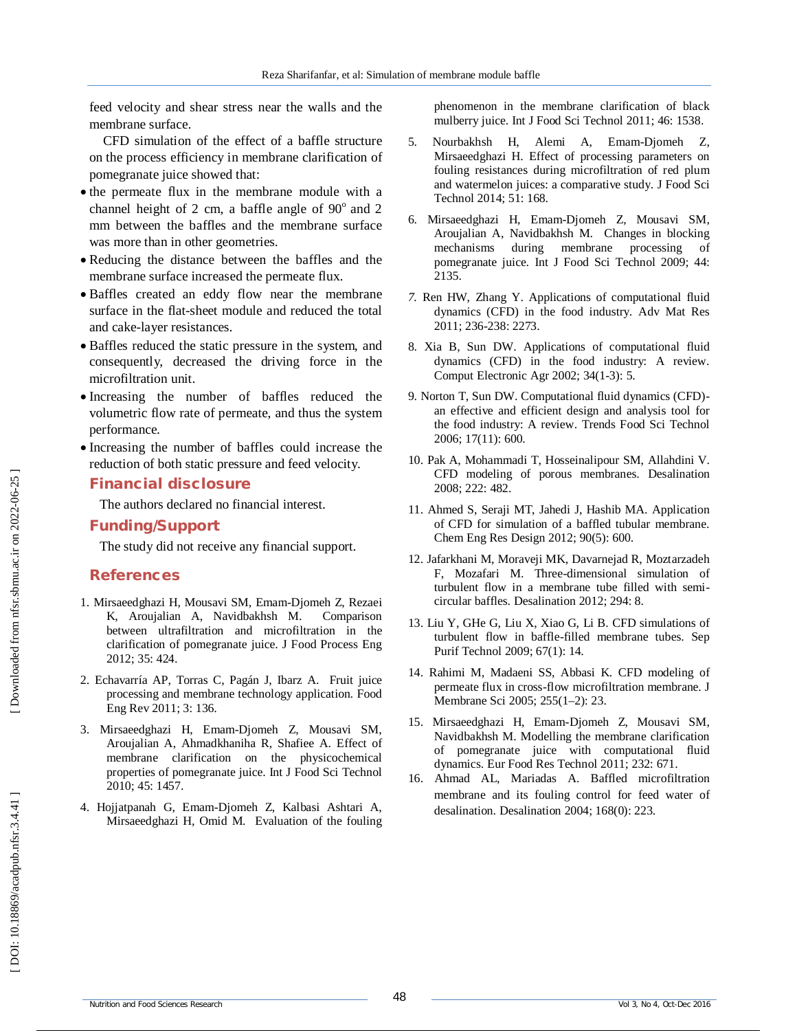feed velocity and shear stress near the walls and the membrane surface.

CFD simulation of the effect of a baffle structure on the process efficiency in membrane clarification of pomegranate juice showed that:

- the permeate flux in the membrane module with a channel height of 2 cm, a baffle angle of $90^o$ and 2 mm between the baffles and the membrane surface was more than in other geometries.
- Reducing the distance between the baffles and the membrane surface increased the permeate flux.
- Baffles created an eddy flow near the membrane surface in the flat-sheet module and reduced the total and cake-layer resistances.
- Baffles reduced the static pressure in the system, and consequently, decreased the driving force in the microfiltration unit.
- Increasing the number of baffles reduced the volumetric flow rate of permeate, and thus the system performance.
- Increasing the number of baffles could increase the reduction of both static pressure and feed velocity.

## Financial disclosure

The authors declared no financial interest.

## Funding/Support

The study did not receive any financial support.

## References

1. Mirsaeedghazi H, Mousavi SM, Emam-Djomeh Z, Rezaei K, Aroujalian A, Navidbakhsh M. Comparison between ultrafiltration and microfiltration in the clarification of pomegranate juice. J Food Process Eng 2012; 35: 424.
2. Echavarría AP, Torras C, Pagán J, Ibarz A. Fruit juice processing and membrane technology application. Food Eng Rev 2011; 3: 136.
3. Mirsaeedghazi H, Emam-Djomeh Z, Mousavi SM, Aroujalian A, Ahmadkhaniha R, Shafiee A. Effect of membrane clarification on the physicochemical properties of pomegranate juice. Int J Food Sci Technol 2010; 45: 1457.
4. Hojjatpanah G, Emam-Djomeh Z, Kalbasi Ashtari A, Mirsaeedghazi H, Omid M. Evaluation of the fouling phenomenon in the membrane clarification of black mulberry juice. Int J Food Sci Technol 2011; 46: 1538.
5. Nourbakhsh H, Alemi A, Emam-Djomeh Z, Mirsaeedghazi H. Effect of processing parameters on fouling resistances during microfiltration of red plum and watermelon juices: a comparative study. J Food Sci Technol 2014; 51: 168.
6. Mirsaeedghazi H, Emam-Djomeh Z, Mousavi SM, Aroujalian A, Navidbakhsh M. Changes in blocking mechanisms during membrane processing of pomegranate juice. Int J Food Sci Technol 2009; 44: 2135.
7. Ren HW, Zhang Y. Applications of computational fluid dynamics (CFD) in the food industry. Adv Mat Res 2011; 236-238: 2273.
8. Xia B, Sun DW. Applications of computational fluid dynamics (CFD) in the food industry: A review. Comput Electronic Agr 2002; 34(1-3): 5.
9. Norton T, Sun DW. Computational fluid dynamics (CFD)-an effective and efficient design and analysis tool for the food industry: A review. Trends Food Sci Technol 2006; 17(11): 600.
10. Pak A, Mohammadi T, Hosseinalipour SM, Allahdini V. CFD modeling of porous membranes. Desalination 2008; 222: 482.
11. Ahmed S, Seraji MT, Jahedi J, Hashib MA. Application of CFD for simulation of a baffled tubular membrane. Chem Eng Res Design 2012; 90(5): 600.
12. Jafarkhani M, Moraveji MK, Davarnejad R, Moztarzadeh F, Mozafari M. Three-dimensional simulation of turbulent flow in a membrane tube filled with semi-circular baffles. Desalination 2012; 294: 8.
13. Liu Y, GHe G, Liu X, Xiao G, Li B. CFD simulations of turbulent flow in baffle-filled membrane tubes. Sep Purif Technol 2009; 67(1): 14.
14. Rahimi M, Madaeni SS, Abbasi K. CFD modeling of permeate flux in cross-flow microfiltration membrane. J Membrane Sci 2005; 255(1–2): 23.
15. Mirsaeedghazi H, Emam-Djomeh Z, Mousavi SM, Navidbakhsh M. Modelling the membrane clarification of pomegranate juice with computational fluid dynamics. Eur Food Res Technol 2011; 232: 671.
16. Ahmad AL, Mariadas A. Baffled microfiltration membrane and its fouling control for feed water of desalination. Desalination 2004; 168(0): 223.